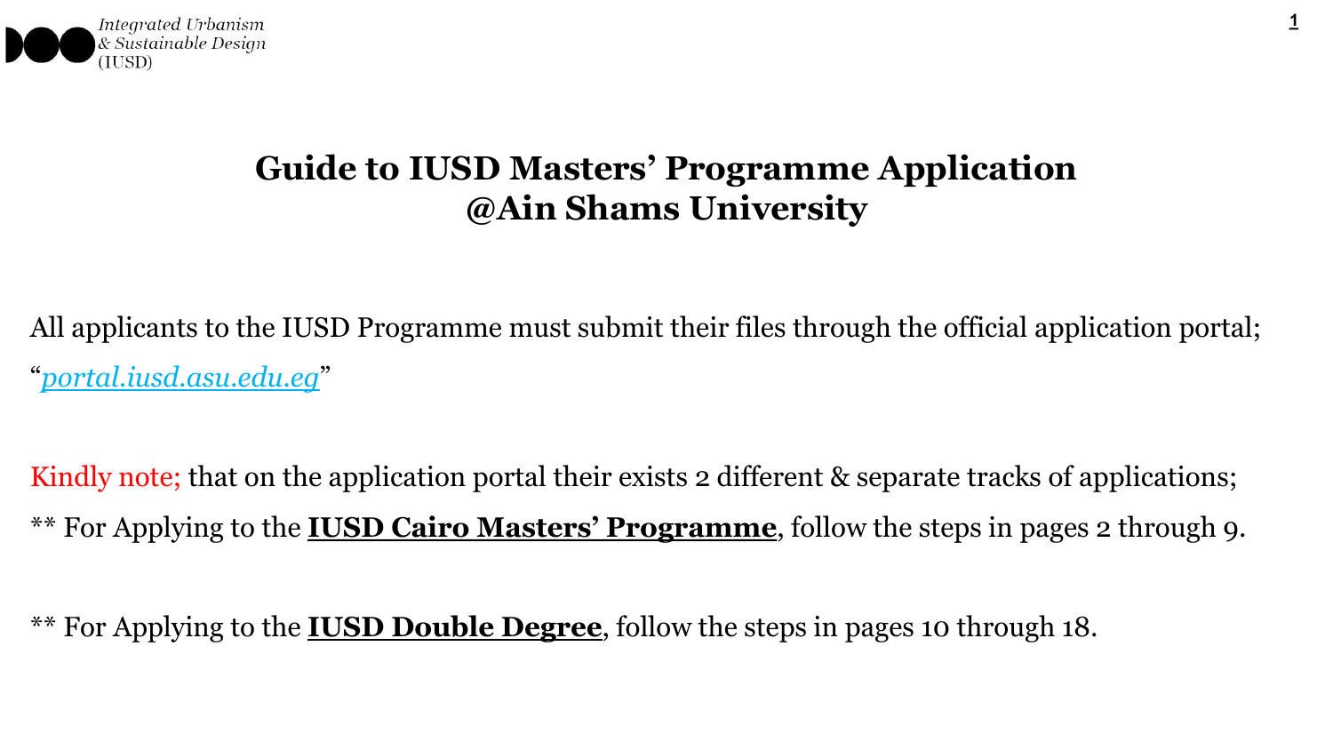Integrated Urbanism & Sustainable Design (IUSD)

# Guide to IUSD Masters' Programme Application @Ain Shams University

All applicants to the IUSD Programme must submit their files through the official application portal; "*[portal.iusd.asu.edu.eg](portal.iusd.asu.edu.eg)*"

Kindly note; that on the application portal their exists 2 different & separate tracks of applications;

** For Applying to the **IUSD Cairo Masters' Programme**, follow the steps in pages 2 through 9.

** For Applying to the **IUSD Double Degree**, follow the steps in pages 10 through 18.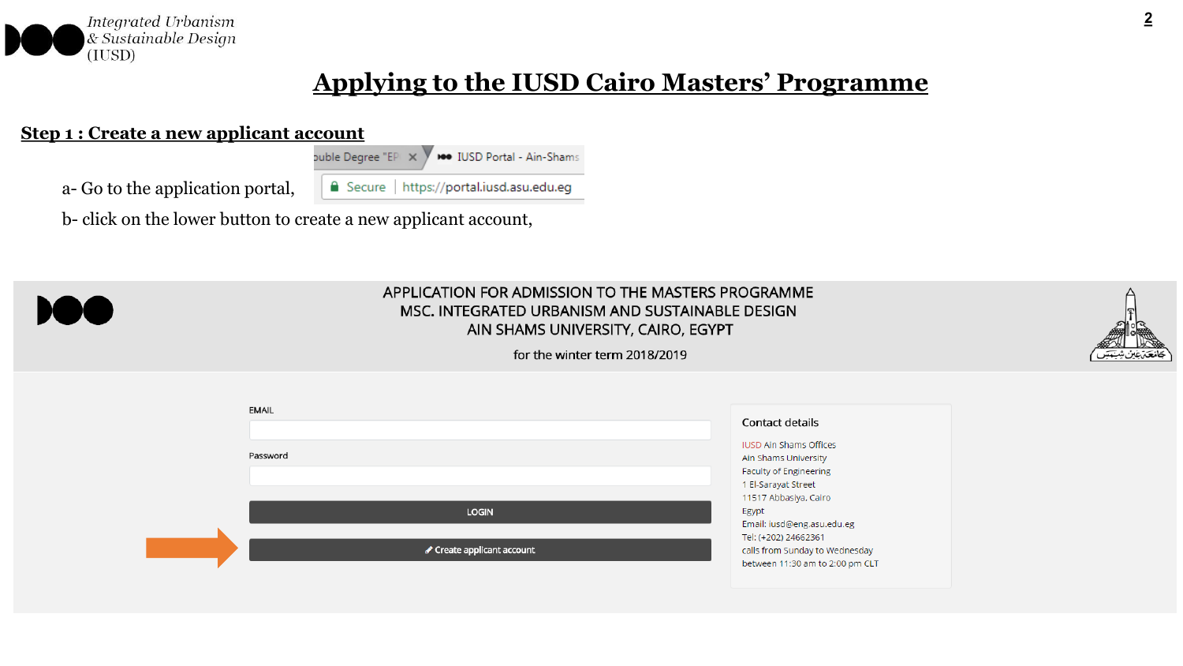# Applying to the IUSD Cairo Masters' Programme

## Step 1 : Create a new applicant account

a- Go to the application portal, https://portal.iusd.asu.edu.eg

b- click on the lower button to create a new applicant account,

APPLICATION FOR ADMISSION TO THE MASTERS PROGRAMME
MSC. INTEGRATED URBANISM AND SUSTAINABLE DESIGN
AIN SHAMS UNIVERSITY, CAIRO, EGYPT

for the winter term 2018/2019

EMAIL

Password

LOGIN

Create applicant account

**Contact details**

IUSD Ain Shams Offices
Ain Shams University
Faculty of Engineering
1 El-Sarayat Street
11517 Abbasiya, Cairo
Egypt
Email: iusd@eng.asu.edu.eg
Tel: (+202) 24662361
calls from Sunday to Wednesday
between 11:30 am to 2:00 pm CLT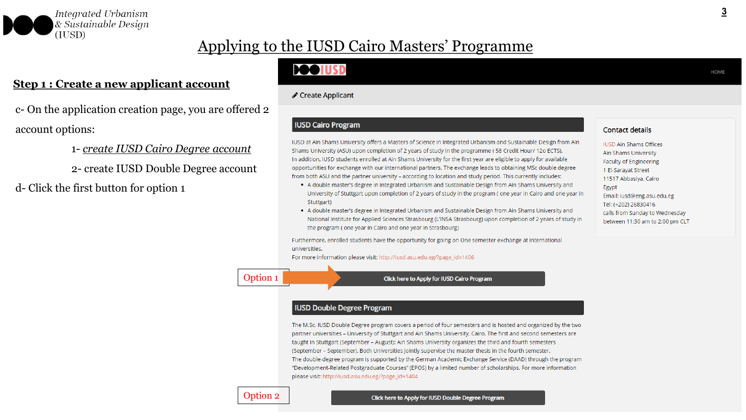# Applying to the IUSD Cairo Masters' Programme

## Step 1 : Create a new applicant account

c- On the application creation page, you are offered 2 account options:

1- *create IUSD Cairo Degree account*

2- create IUSD Double Degree account

d- Click the first button for option 1

HOME

Create Applicant

### IUSD Cairo Program

IUSD at Ain Shams University offers a Masters of Science in Integrated Urbanism and Sustainable Design from Ain Shams University (ASU) upon completion of 2 years of study in the programme ( 58 Credit Hour/ 120 ECTS).
In addition, IUSD students enrolled at Ain Shams University for the first year are eligible to apply for available opportunities for exchange with our international partners. The exchange leads to obtaining MSc double degree from both ASU and the partner university – according to location and study period. This currently includes:

- A double master's degree in Integrated Urbanism and Sustainable Design from Ain Shams University and University of Stuttgart upon completion of 2 years of study in the program ( one year in Cairo and one year in Stuttgart)
- A double master's degree in Integrated Urbanism and Sustainable Design from Ain Shams University and National Institute for Applied Sciences Strasbourg (L'INSA Strasbourg) upon completion of 2 years of study in the program ( one year in Cairo and one year in Strasbourg)

Furthermore, enrolled students have the opportunity for going on One semester exchange at international universities.
For more information please visit: http://iusd.asu.edu.eg/?page_id=1406

Option 1 → Click here to Apply for IUSD Cairo Program

### IUSD Double Degree Program

The M.Sc. IUSD Double Degree program covers a period of four semesters and is hosted and organized by the two partner universities – University of Stuttgart and Ain Shams University, Cairo. The first and second semesters are taught in Stuttgart (September – August); Ain Shams University organizes the third and fourth semesters (September – September). Both Universities jointly supervise the master thesis in the fourth semester.
The double-degree program is supported by the German Academic Exchange Service (DAAD) through the program "Development-Related Postgraduate Courses" (EPOS) by a limited number of scholarships. For more information please visit: http://iusd.asu.edu.eg/?page_id=1404

Option 2 → Click here to Apply for IUSD Double Degree Program

### Contact details

IUSD Ain Shams Offices
Ain Shams University
Faculty of Engineering
1 El-Sarayat Street
11517 Abbasiya, Cairo
Egypt
Email: iusd@eng.asu.edu.eg
Tel: (+202) 26830416
calls from Sunday to Wednesday between 11:30 am to 2:00 pm CLT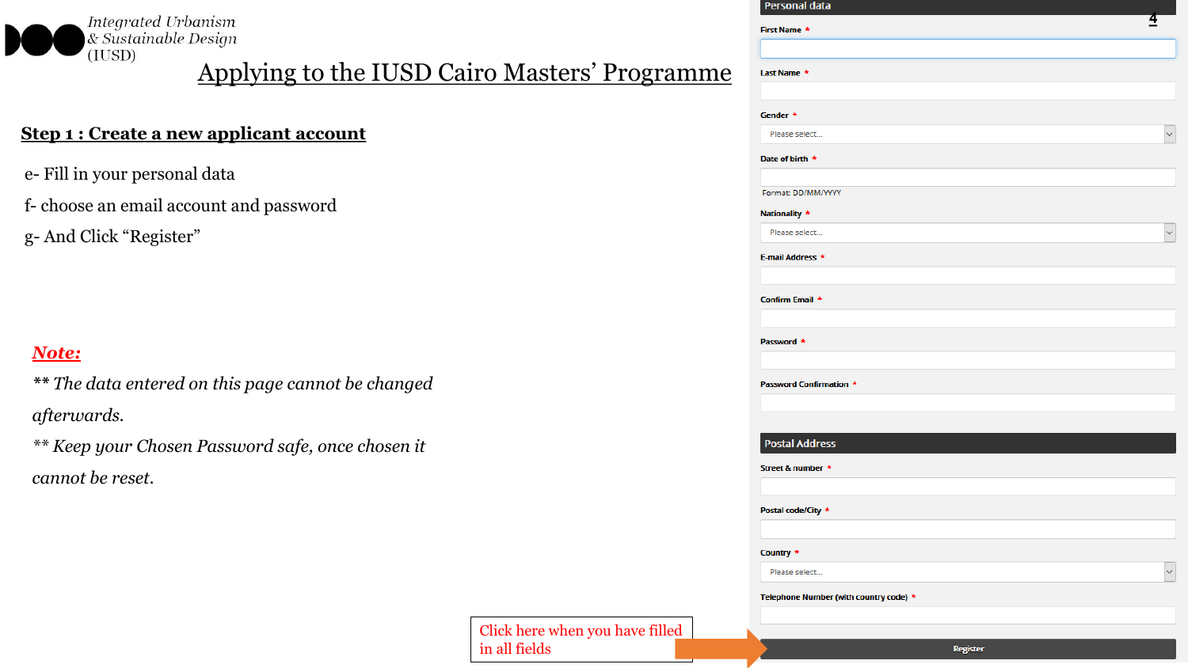Integrated Urbanism & Sustainable Design (IUSD)

# Applying to the IUSD Cairo Masters' Programme

## Step 1 : Create a new applicant account

e- Fill in your personal data

f- choose an email account and password

g- And Click "Register"

***Note:***

*\*\* The data entered on this page cannot be changed afterwards.*

*\*\* Keep your Chosen Password safe, once chosen it cannot be reset.*

**Personal data**

First Name *

Last Name *

Gender *

Please select...

Date of birth *

Format: DD/MM/YYYY

Nationality *

Please select...

E-mail Address *

Confirm Email *

Password *

Password Confirmation *

**Postal Address**

Street & number *

Postal code/City *

Country *

Please select...

Telephone Number (with country code) *

Register

Click here when you have filled in all fields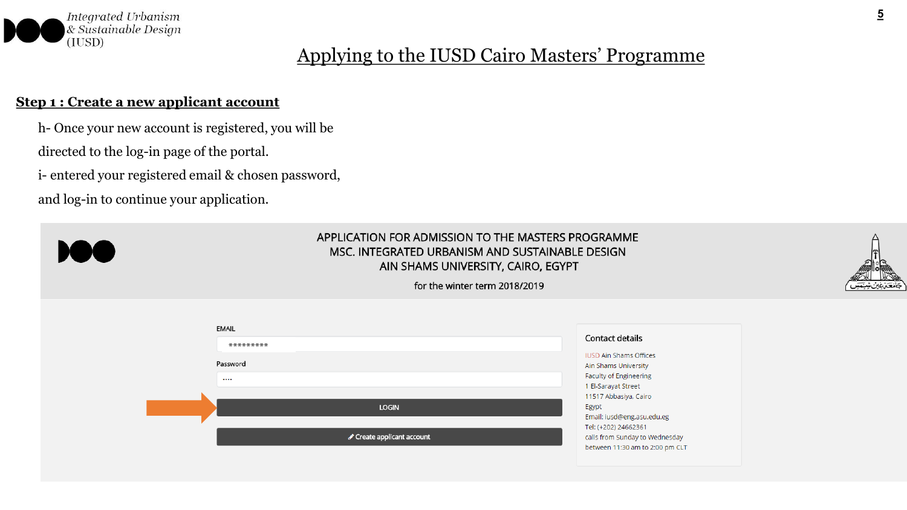# Applying to the IUSD Cairo Masters' Programme

## Step 1 : Create a new applicant account

h- Once your new account is registered, you will be directed to the log-in page of the portal.

i- entered your registered email & chosen password, and log-in to continue your application.

APPLICATION FOR ADMISSION TO THE MASTERS PROGRAMME
MSC. INTEGRATED URBANISM AND SUSTAINABLE DESIGN
AIN SHAMS UNIVERSITY, CAIRO, EGYPT

for the winter term 2018/2019

EMAIL

*********

Password

....

LOGIN

Create applicant account

Contact details

IUSD Ain Shams Offices
Ain Shams University
Faculty of Engineering
1 El-Sarayat Street
11517 Abbasiya, Cairo
Egypt
Email: iusd@eng.asu.edu.eg
Tel: (+202) 24662361
calls from Sunday to Wednesday
between 11:30 am to 2:00 pm CLT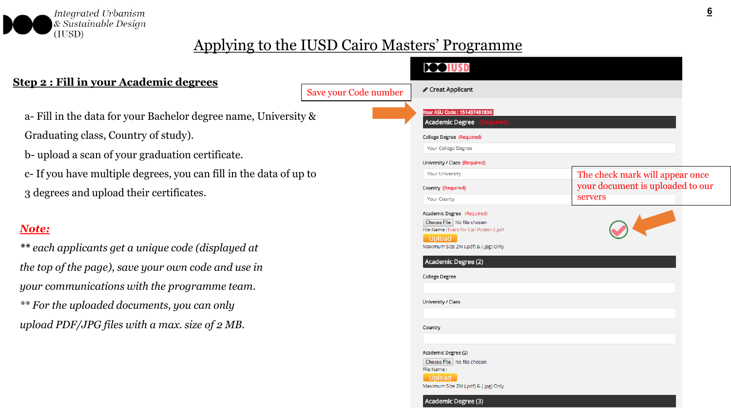# Applying to the IUSD Cairo Masters' Programme

## Step 2 : Fill in your Academic degrees

a- Fill in the data for your Bachelor degree name, University & Graduating class, Country of study).

b- upload a scan of your graduation certificate.

c- If you have multiple degrees, you can fill in the data of up to 3 degrees and upload their certificates.

***Note:***

*** each applicants get a unique code (displayed at the top of the page), save your own code and use in your communications with the programme team.*

*** For the uploaded documents, you can only upload PDF/JPG files with a max. size of 2 MB.*

Save your Code number

The check mark will appear once your document is uploaded to our servers

Creat Applicant

Your ASU Code : 151437481836

**Academic Degree** (Required)

College Degree (Required)

Your College Degree

University / Class (Required)

Your University

Country (Required)

Your County

Academic Degree (Required)

Choose File No file chosen

File Name : Trails for Call Poster-2.pdf

Upload

Maximum Size 2M (.pdf) & (.jpg) Only

**Academic Degree (2)**

College Degree

University / Class

Country

Academic Degree (2)

Choose File No file chosen

File Name :

Upload

Maximum Size 2M (.pdf) & (.jpg) Only

**Academic Degree (3)**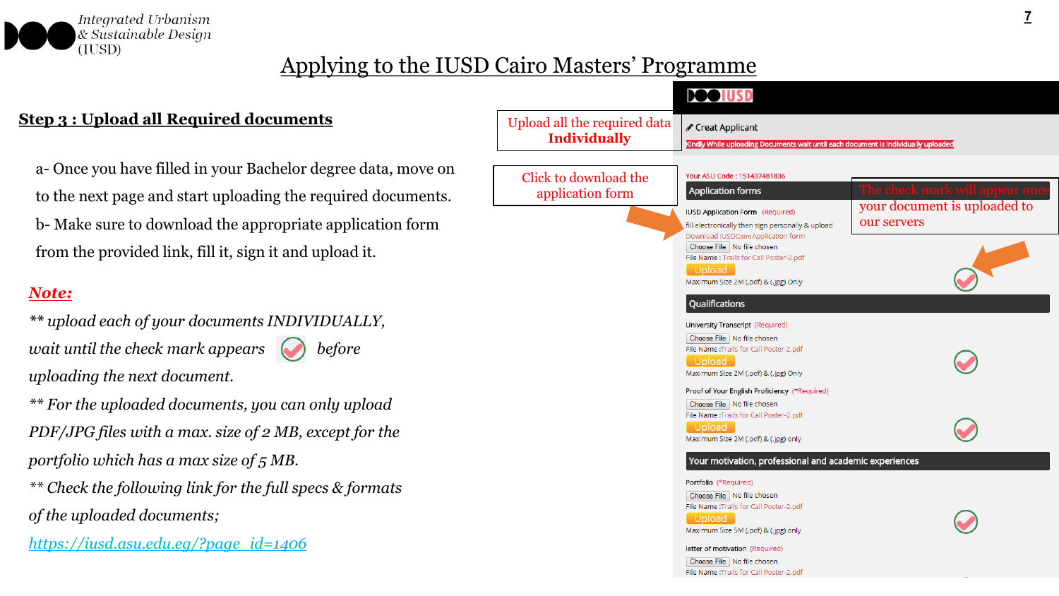# Applying to the IUSD Cairo Masters' Programme

## Step 3 : Upload all Required documents

a- Once you have filled in your Bachelor degree data, move on to the next page and start uploading the required documents.

b- Make sure to download the appropriate application form from the provided link, fill it, sign it and upload it.

***Note:***

*** upload each of your documents INDIVIDUALLY, wait until the check mark appears before uploading the next document.*

*** For the uploaded documents, you can only upload PDF/JPG files with a max. size of 2 MB, except for the portfolio which has a max size of 5 MB.*

*** Check the following link for the full specs & formats of the uploaded documents;*

[https://iusd.asu.edu.eg/?page_id=1406](https://iusd.asu.edu.eg/?page_id=1406)

Upload all the required data **Individually**

Click to download the application form

The check mark will appear once your document is uploaded to our servers

Creat Applicant

Kindly While uploading Documents wait until each document is individually uploaded

Your ASU Code : 151437481836

**Application forms**

IUSD Application Form (Required)

fill electronically then sign personally & upload

Download IUSDCairoApplication form

Choose File No file chosen

File Name : Trails for Call Poster-2.pdf

Upload

Maximum Size 2M (.pdf) & (.jpg) Only

**Qualifications**

University Transcript (Required)

Choose File No file chosen

File Name :Trails for Call Poster-2.pdf

Upload

Maximum Size 2M (.pdf) & (.jpg) Only

Proof of Your English Proficiency (*Required)

Choose File No file chosen

File Name :Trails for Call Poster-2.pdf

Upload

Maximum Size 2M (.pdf) & (.jpg) only

**Your motivation, professional and academic experiences**

Portfolio (*Required)

Choose File No file chosen

File Name :Trails for Call Poster-2.pdf

Upload

Maximum Size 5M (.pdf) & (.jpg) only

letter of motivation (Required)

Choose File No file chosen

File Name :Trails for Call Poster-2.pdf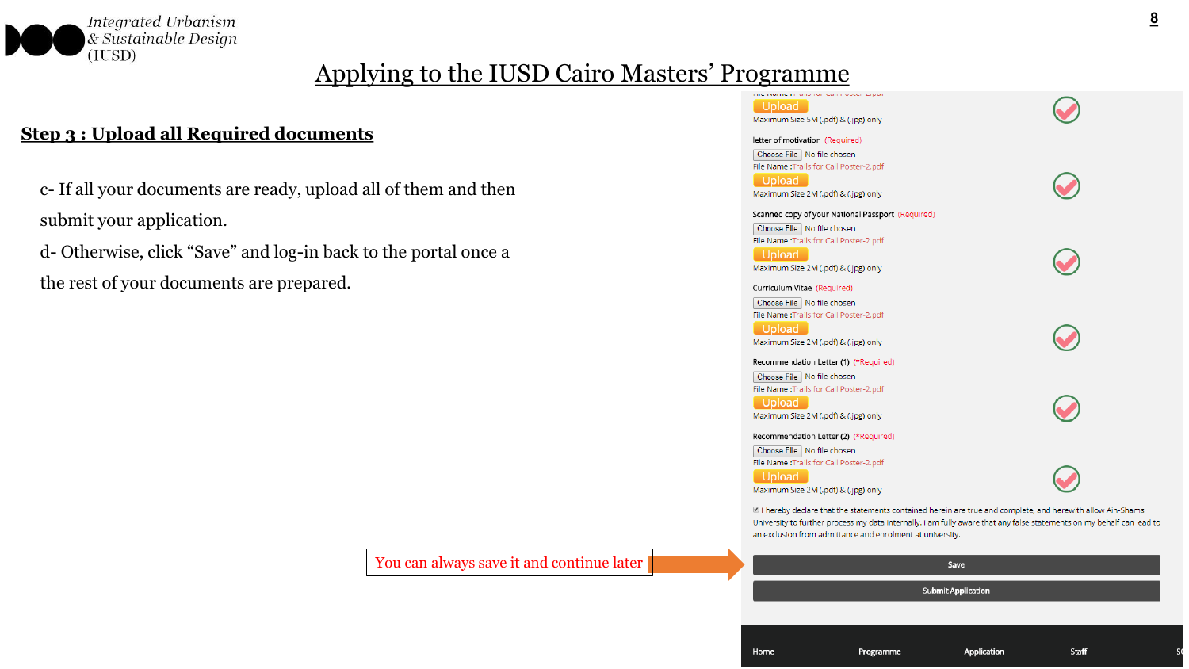# Applying to the IUSD Cairo Masters' Programme

## Step 3 : Upload all Required documents

c- If all your documents are ready, upload all of them and then submit your application.

d- Otherwise, click "Save" and log-in back to the portal once a the rest of your documents are prepared.

You can always save it and continue later

Upload
Maximum Size 5M (.pdf) & (.jpg) only

letter of motivation (Required)
Choose File No file chosen
File Name :Trails for Call Poster-2.pdf
Upload
Maximum Size 2M (.pdf) & (.jpg) only

Scanned copy of your National Passport (Required)
Choose File No file chosen
File Name :Trails for Call Poster-2.pdf
Upload
Maximum Size 2M (.pdf) & (.jpg) only

Curriculum Vitae (Required)
Choose File No file chosen
File Name :Trails for Call Poster-2.pdf
Upload
Maximum Size 2M (.pdf) & (.jpg) only

Recommendation Letter (1) (*Required)
Choose File No file chosen
File Name :Trails for Call Poster-2.pdf
Upload
Maximum Size 2M (.pdf) & (.jpg) only

Recommendation Letter (2) (*Required)
Choose File No file chosen
File Name :Trails for Call Poster-2.pdf
Upload
Maximum Size 2M (.pdf) & (.jpg) only

I hereby declare that the statements contained herein are true and complete, and herewith allow Ain-Shams University to further process my data internally. I am fully aware that any false statements on my behalf can lead to an exclusion from admittance and enrolment at university.

Save

Submit Application

Home Programme Application Staff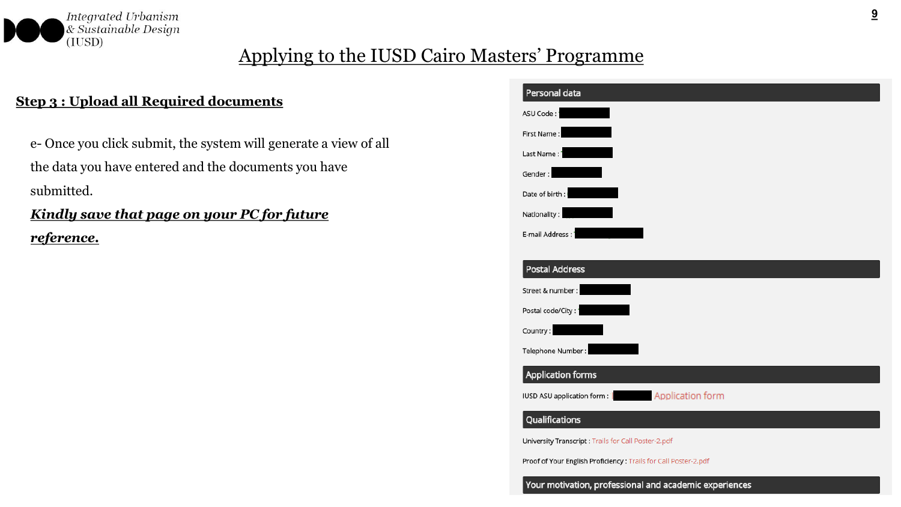# Applying to the IUSD Cairo Masters' Programme

## Step 3 : Upload all Required documents

e- Once you click submit, the system will generate a view of all the data you have entered and the documents you have submitted.

***Kindly save that page on your PC for future reference.***

**Personal data**

ASU Code :

First Name :

Last Name :

Gender :

Date of birth :

Nationality :

E-mail Address :

**Postal Address**

Street & number :

Postal code/City :

Country :

Telephone Number :

**Application forms**

IUSD ASU application form : Application form

**Qualifications**

University Transcript : Trails for Call Poster-2.pdf

Proof of Your English Proficiency : Trails for Call Poster-2.pdf

**Your motivation, professional and academic experiences**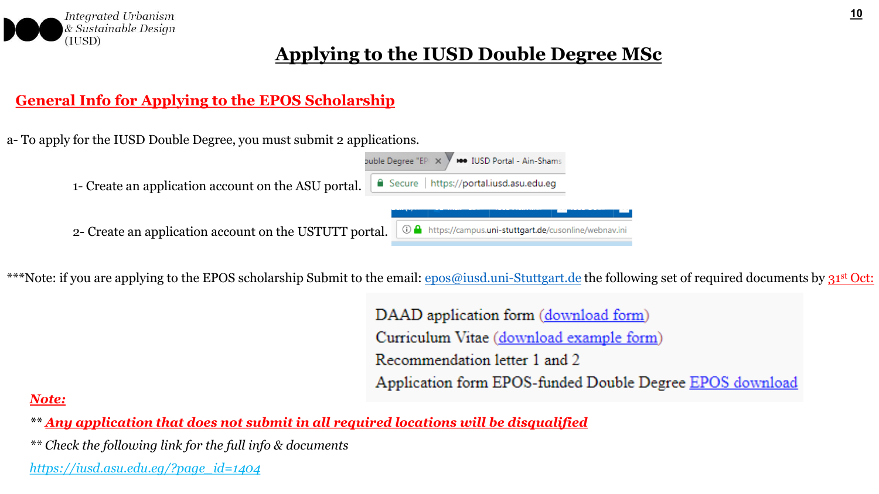Integrated Urbanism & Sustainable Design (IUSD)

# Applying to the IUSD Double Degree MSc

## General Info for Applying to the EPOS Scholarship

a- To apply for the IUSD Double Degree, you must submit 2 applications.

1- Create an application account on the ASU portal. https://portal.iusd.asu.edu.eg

2- Create an application account on the USTUTT portal. https://campus.uni-stuttgart.de/cusonline/webnav.ini

***Note: if you are applying to the EPOS scholarship Submit to the email: epos@iusd.uni-Stuttgart.de the following set of required documents by 31st Oct:

- DAAD application form (download form)
- Curriculum Vitae (download example form)
- Recommendation letter 1 and 2
- Application form EPOS-funded Double Degree EPOS download

***Note:***

** ***Any application that does not submit in all required locations will be disqualified***

** *Check the following link for the full info & documents*

*https://iusd.asu.edu.eg/?page_id=1404*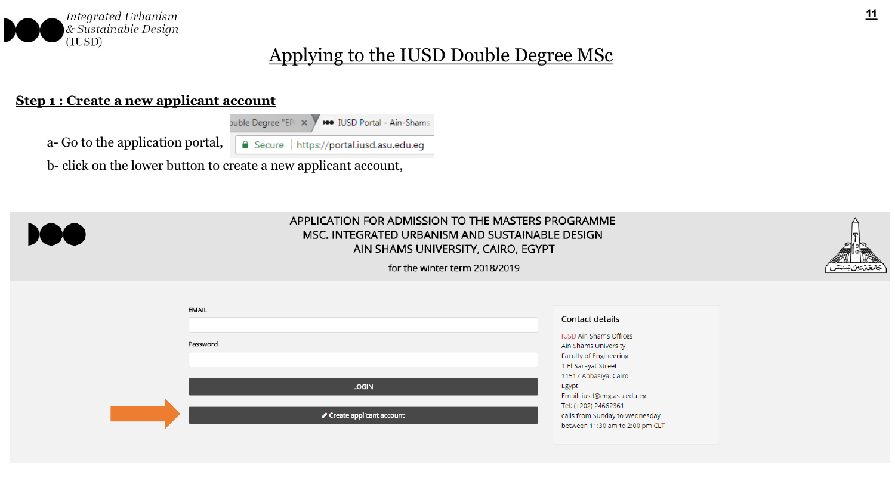# Applying to the IUSD Double Degree MSc

## Step 1 : Create a new applicant account

a- Go to the application portal, https://portal.iusd.asu.edu.eg

b- click on the lower button to create a new applicant account,

APPLICATION FOR ADMISSION TO THE MASTERS PROGRAMME
MSC. INTEGRATED URBANISM AND SUSTAINABLE DESIGN
AIN SHAMS UNIVERSITY, CAIRO, EGYPT

for the winter term 2018/2019

EMAIL

Password

LOGIN

Create applicant account

Contact details

IUSD Ain Shams Offices
Ain Shams University
Faculty of Engineering
1 El-Sarayat Street
11517 Abbasiya, Cairo
Egypt
Email: iusd@eng.asu.edu.eg
Tel: (+202) 24662361
calls from Sunday to Wednesday
between 11:30 am to 2:00 pm CLT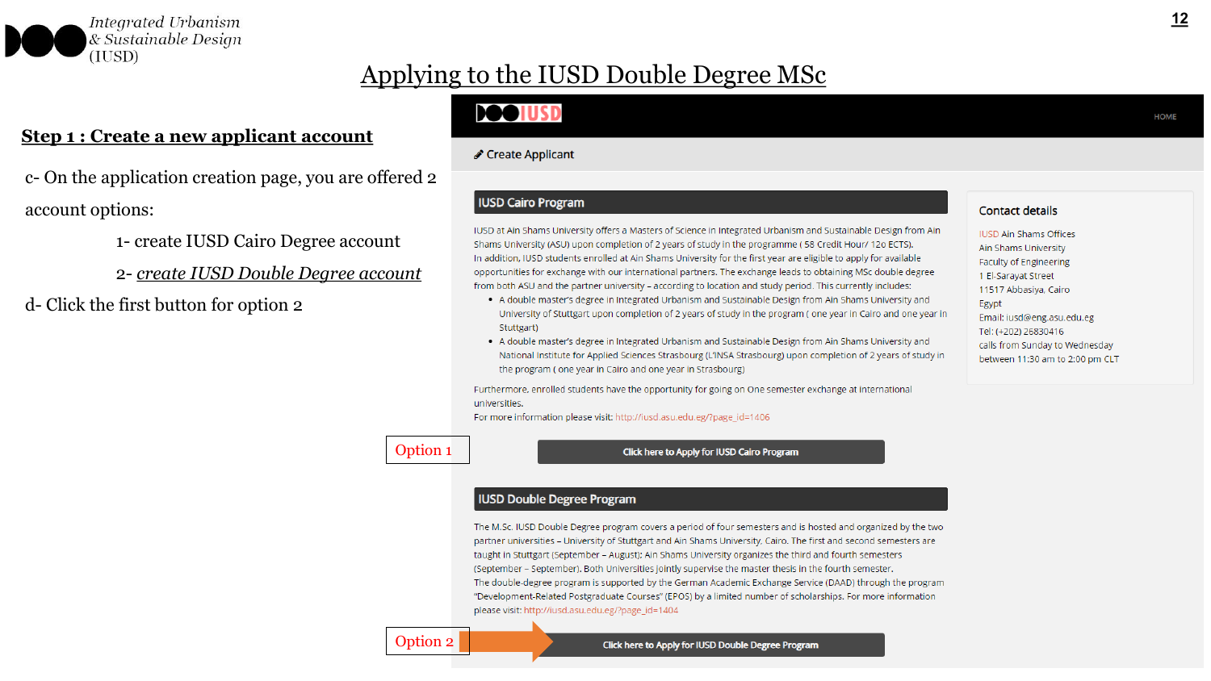# Applying to the IUSD Double Degree MSc

## Step 1 : Create a new applicant account

c- On the application creation page, you are offered 2 account options:

1- create IUSD Cairo Degree account

2- *create IUSD Double Degree account*

d- Click the first button for option 2

HOME

Create Applicant

### IUSD Cairo Program

IUSD at Ain Shams University offers a Masters of Science in Integrated Urbanism and Sustainable Design from Ain Shams University (ASU) upon completion of 2 years of study in the programme ( 58 Credit Hour/ 120 ECTS).
In addition, IUSD students enrolled at Ain Shams University for the first year are eligible to apply for available opportunities for exchange with our international partners. The exchange leads to obtaining MSc double degree from both ASU and the partner university – according to location and study period. This currently includes:

- A double master's degree in Integrated Urbanism and Sustainable Design from Ain Shams University and University of Stuttgart upon completion of 2 years of study in the program ( one year in Cairo and one year in Stuttgart)
- A double master's degree in Integrated Urbanism and Sustainable Design from Ain Shams University and National Institute for Applied Sciences Strasbourg (L'INSA Strasbourg) upon completion of 2 years of study in the program ( one year in Cairo and one year in Strasbourg)

Furthermore, enrolled students have the opportunity for going on One semester exchange at international universities.
For more information please visit: http://iusd.asu.edu.eg/?page_id=1406

Option 1

Click here to Apply for IUSD Cairo Program

### IUSD Double Degree Program

The M.Sc. IUSD Double Degree program covers a period of four semesters and is hosted and organized by the two partner universities – University of Stuttgart and Ain Shams University, Cairo. The first and second semesters are taught in Stuttgart (September – August); Ain Shams University organizes the third and fourth semesters (September – September). Both Universities jointly supervise the master thesis in the fourth semester.
The double-degree program is supported by the German Academic Exchange Service (DAAD) through the program "Development-Related Postgraduate Courses" (EPOS) by a limited number of scholarships. For more information please visit: http://iusd.asu.edu.eg/?page_id=1404

Option 2

Click here to Apply for IUSD Double Degree Program

### Contact details

IUSD Ain Shams Offices
Ain Shams University
Faculty of Engineering
1 El-Sarayat Street
11517 Abbasiya, Cairo
Egypt
Email: iusd@eng.asu.edu.eg
Tel: (+202) 26830416
calls from Sunday to Wednesday
between 11:30 am to 2:00 pm CLT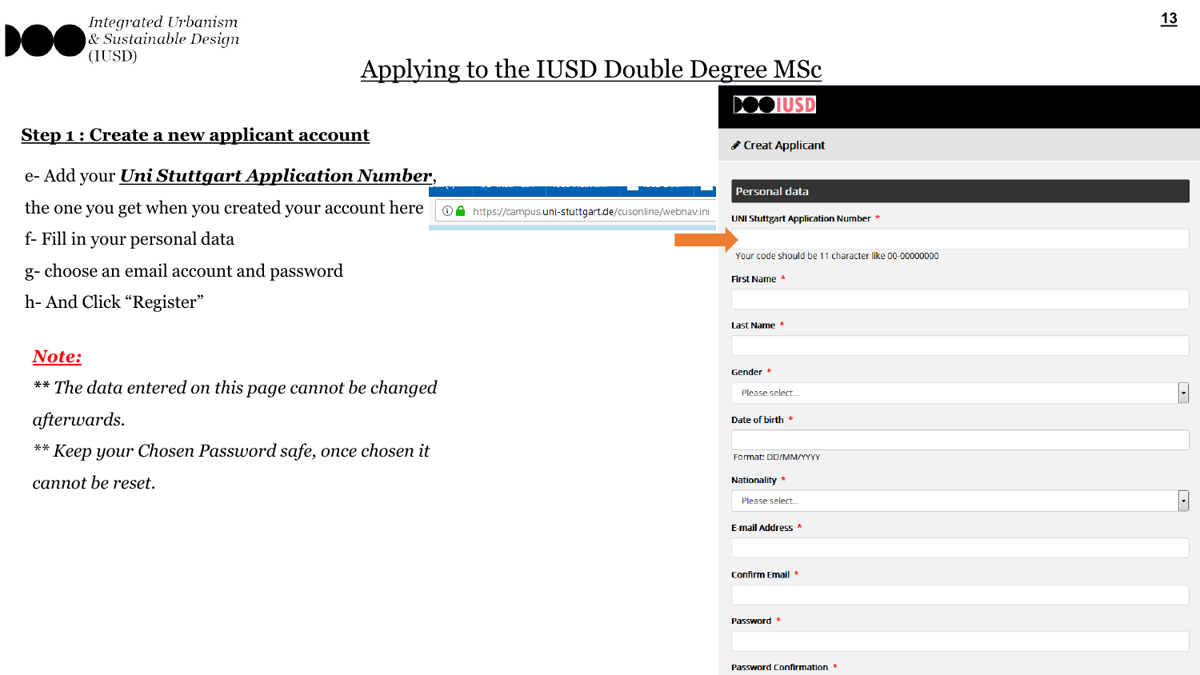# Applying to the IUSD Double Degree MSc

## Step 1 : Create a new applicant account

e- Add your ***Uni Stuttgart Application Number***, the one you get when you created your account here https://campus.uni-stuttgart.de/cusonline/webnav.ini

f- Fill in your personal data

g- choose an email account and password

h- And Click "Register"

***Note:***

*** The data entered on this page cannot be changed afterwards.*

*** Keep your Chosen Password safe, once chosen it cannot be reset.*

Creat Applicant

**Personal data**

UNI Stuttgart Application Number *

Your code should be 11 character like 00-00000000

First Name *

Last Name *

Gender *

Please select...

Date of birth *

Format: DD/MM/YYYY

Nationality *

Please select...

E-mail Address *

Confirm Email *

Password *

Password Confirmation *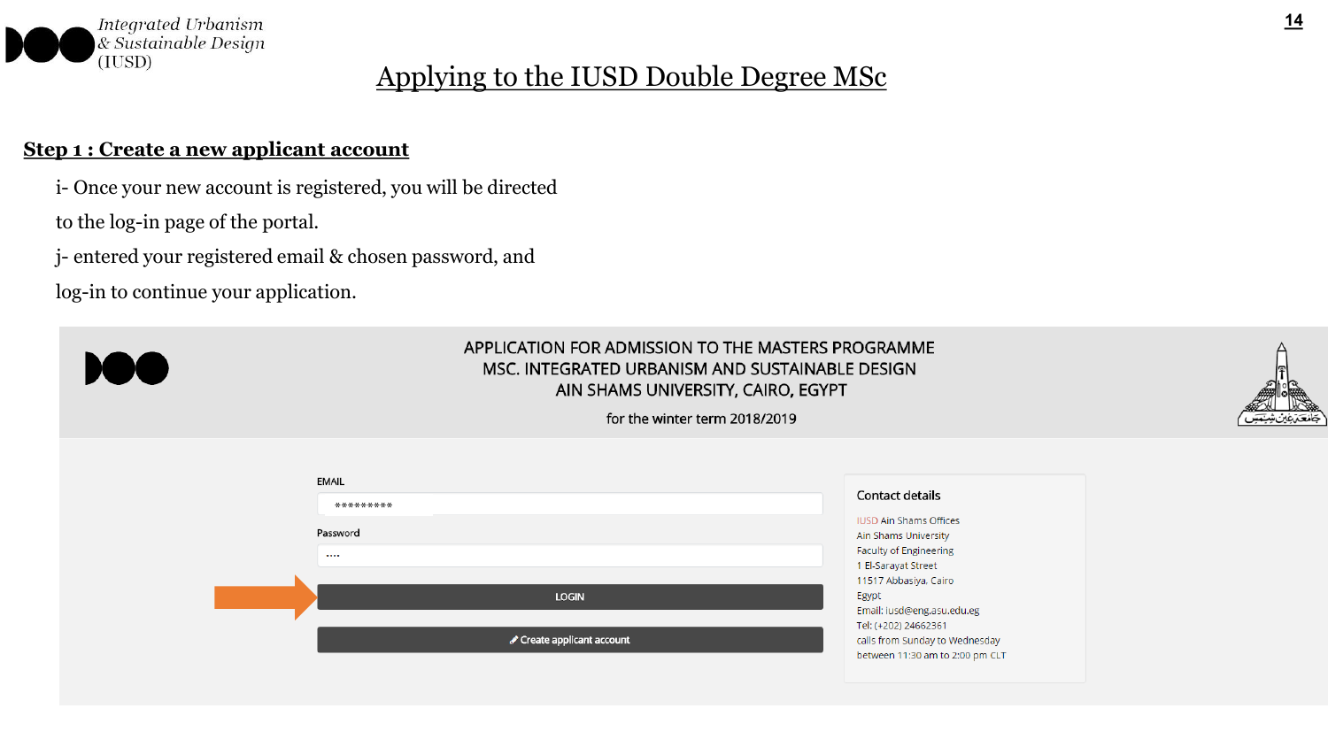# Applying to the IUSD Double Degree MSc

## Step 1 : Create a new applicant account

i- Once your new account is registered, you will be directed to the log-in page of the portal.

j- entered your registered email & chosen password, and log-in to continue your application.

APPLICATION FOR ADMISSION TO THE MASTERS PROGRAMME
MSC. INTEGRATED URBANISM AND SUSTAINABLE DESIGN
AIN SHAMS UNIVERSITY, CAIRO, EGYPT

for the winter term 2018/2019

EMAIL

Password

LOGIN

Create applicant account

**Contact details**

IUSD Ain Shams Offices
Ain Shams University
Faculty of Engineering
1 El-Sarayat Street
11517 Abbasiya, Cairo
Egypt
Email: iusd@eng.asu.edu.eg
Tel: (+202) 24662361
calls from Sunday to Wednesday
between 11:30 am to 2:00 pm CLT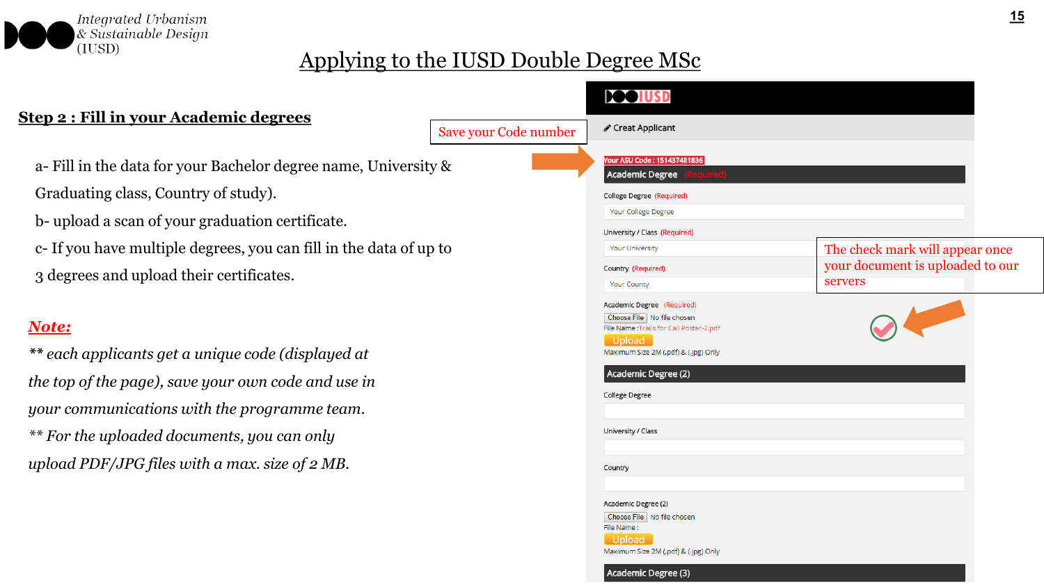# Applying to the IUSD Double Degree MSc

## Step 2 : Fill in your Academic degrees

a- Fill in the data for your Bachelor degree name, University & Graduating class, Country of study).

b- upload a scan of your graduation certificate.

c- If you have multiple degrees, you can fill in the data of up to 3 degrees and upload their certificates.

***Note:***

*** each applicants get a unique code (displayed at the top of the page), save your own code and use in your communications with the programme team.*

*** For the uploaded documents, you can only upload PDF/JPG files with a max. size of 2 MB.*

Save your Code number

The check mark will appear once your document is uploaded to our servers

IUSD

Creat Applicant

Your ASU Code : 151437481836

Academic Degree (Required)

College Degree (Required)

Your College Degree

University / Class (Required)

Your University

Country (Required)

Your County

Academic Degree (Required)

Choose File No file chosen

File Name : Trails for Call Poster-2.pdf

Upload

Maximum Size 2M (.pdf) & (.jpg) Only

Academic Degree (2)

College Degree

University / Class

Country

Academic Degree (2)

Choose File No file chosen

File Name :

Upload

Maximum Size 2M (.pdf) & (.jpg) Only

Academic Degree (3)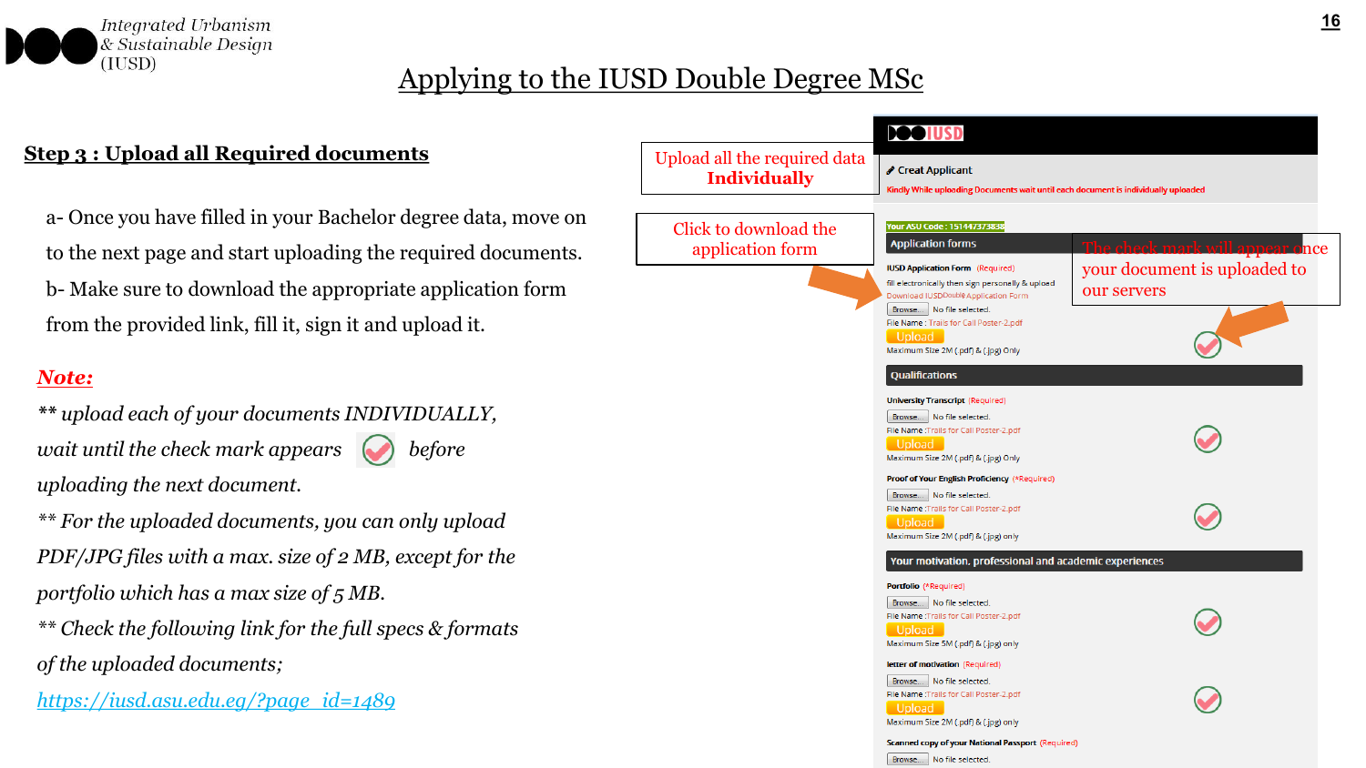# Applying to the IUSD Double Degree MSc

## Step 3 : Upload all Required documents

a- Once you have filled in your Bachelor degree data, move on to the next page and start uploading the required documents.

b- Make sure to download the appropriate application form from the provided link, fill it, sign it and upload it.

***Note:***

*** *upload each of your documents INDIVIDUALLY, wait until the check mark appears before uploading the next document.*

*** *For the uploaded documents, you can only upload PDF/JPG files with a max. size of 2 MB, except for the portfolio which has a max size of 5 MB.*

*** *Check the following link for the full specs & formats of the uploaded documents;*

*https://iusd.asu.edu.eg/?page_id=1489*

Upload all the required data **Individually**

Click to download the application form

The check mark will appear once your document is uploaded to our servers

IUSD

Creat Applicant

Kindly While uploading Documents wait until each document is individually uploaded

Your ASU Code : 151447373838

**Application forms**

IUSD Application Form (Required)

fill electronically then sign personally & upload

Download IUSDDouble Application Form

Browse... No file selected.

File Name : Trails for Call Poster-2.pdf

Upload

Maximum Size 2M (.pdf) & (.jpg) Only

**Qualifications**

University Transcript (Required)

Browse... No file selected.

File Name :Trails for Call Poster-2.pdf

Upload

Maximum Size 2M (.pdf) & (.jpg) Only

Proof of Your English Proficiency (*Required)

Browse... No file selected.

File Name :Trails for Call Poster-2.pdf

Upload

Maximum Size 2M (.pdf) & (.jpg) only

**Your motivation, professional and academic experiences**

Portfolio (*Required)

Browse... No file selected.

File Name :Trails for Call Poster-2.pdf

Upload

Maximum Size 5M (.pdf) & (.jpg) only

letter of motivation (Required)

Browse... No file selected.

File Name :Trails for Call Poster-2.pdf

Upload

Maximum Size 2M (.pdf) & (.jpg) only

Scanned copy of your National Passport (Required)

Browse... No file selected.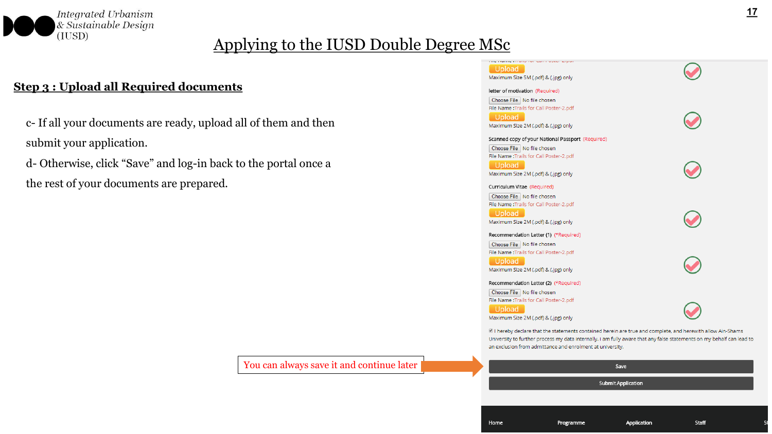# Applying to the IUSD Double Degree MSc

## Step 3 : Upload all Required documents

c- If all your documents are ready, upload all of them and then submit your application.

d- Otherwise, click "Save" and log-in back to the portal once a the rest of your documents are prepared.

You can always save it and continue later

Upload
Maximum Size 5M (.pdf) & (.jpg) only

letter of motivation (Required)
Choose File No file chosen
File Name :Trails for Call Poster-2.pdf
Upload
Maximum Size 2M (.pdf) & (.jpg) only

Scanned copy of your National Passport (Required)
Choose File No file chosen
File Name :Trails for Call Poster-2.pdf
Upload
Maximum Size 2M (.pdf) & (.jpg) only

Curriculum Vitae (Required)
Choose File No file chosen
File Name :Trails for Call Poster-2.pdf
Upload
Maximum Size 2M (.pdf) & (.jpg) only

Recommendation Letter (1) (*Required)
Choose File No file chosen
File Name :Trails for Call Poster-2.pdf
Upload
Maximum Size 2M (.pdf) & (.jpg) only

Recommendation Letter (2) (*Required)
Choose File No file chosen
File Name :Trails for Call Poster-2.pdf
Upload
Maximum Size 2M (.pdf) & (.jpg) only

I hereby declare that the statements contained herein are true and complete, and herewith allow Ain-Shams University to further process my data internally. I am fully aware that any false statements on my behalf can lead to an exclusion from admittance and enrolment at university.

Save

Submit Application

Home Programme Application Staff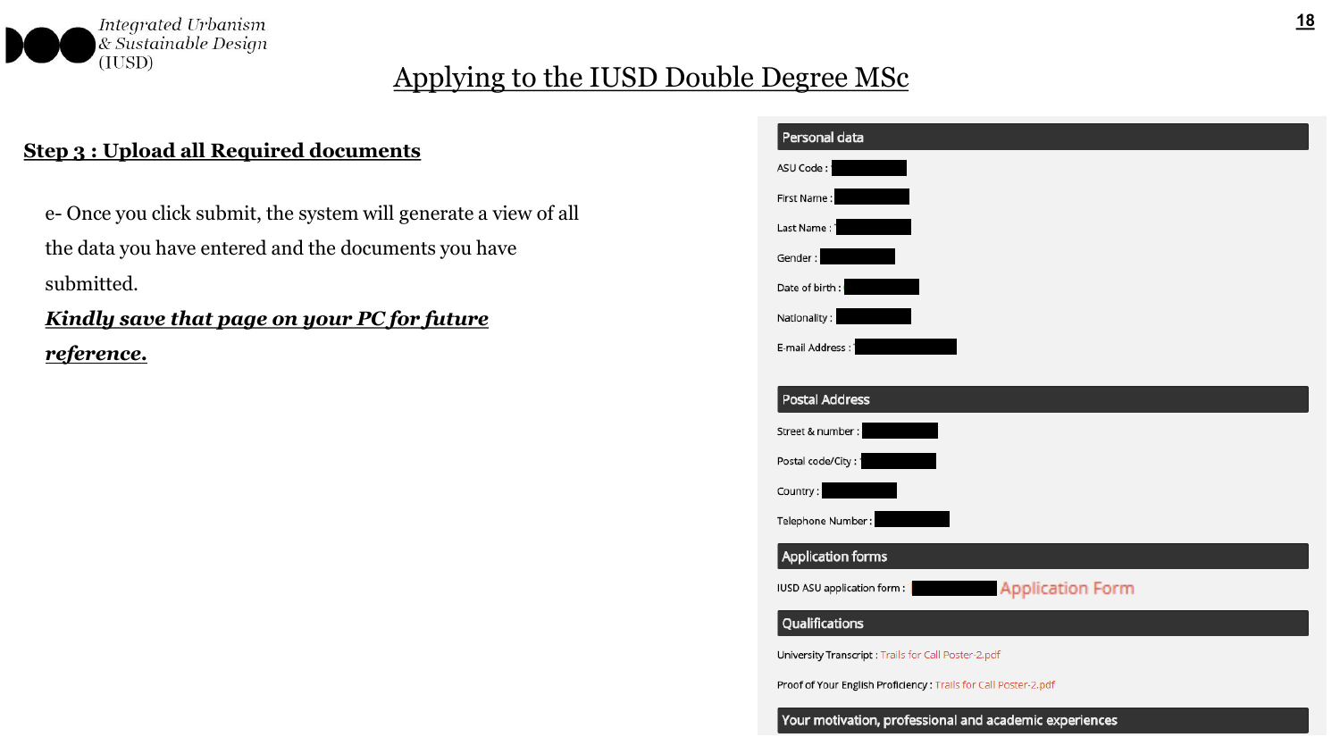# Applying to the IUSD Double Degree MSc

## Step 3 : Upload all Required documents

e- Once you click submit, the system will generate a view of all the data you have entered and the documents you have submitted.

***Kindly save that page on your PC for future reference.***

**Personal data**

ASU Code :

First Name :

Last Name :

Gender :

Date of birth :

Nationality :

E-mail Address :

**Postal Address**

Street & number :

Postal code/City :

Country :

Telephone Number :

**Application forms**

IUSD ASU application form : Application Form

**Qualifications**

University Transcript : Trails for Call Poster-2.pdf

Proof of Your English Proficiency : Trails for Call Poster-2.pdf

**Your motivation, professional and academic experiences**